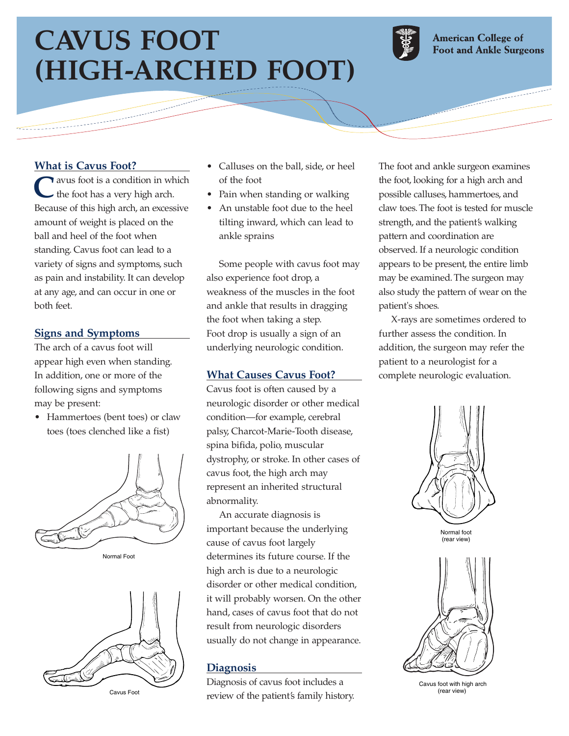# CAVUS FOOT (HIGH-ARCHED FOOT)

American College of Foot and Ankle Surgeons

## What is Cavus Foot?

Cavus foot is a condition in which the foot has a very high arch. Because of this high arch, an excessive amount of weight is placed on the ball and heel of the foot when standing. Cavus foot can lead to a variety of signs and symptoms, such as pain and instability. It can develop at any age, and can occur in one or both feet.

## Signs and Symptoms

The arch of a cavus foot will appear high even when standing. In addition, one or more of the following signs and symptoms may be present:

- Hammertoes (bent toes) or claw toes (toes clenched like a fist)
- Calluses on the ball, side, or heel of the foot
- Pain when standing or walking
- An unstable foot due to the heel tilting inward, which can lead to ankle sprains

Normal Foot

Cavus Foot

Some people with cavus foot may also experience foot drop, a weakness of the muscles in the foot and ankle that results in dragging the foot when taking a step. Foot drop is usually a sign of an underlying neurologic condition.

## What Causes Cavus Foot?

Cavus foot is often caused by a neurologic disorder or other medical condition—for example, cerebral palsy, Charcot-Marie-Tooth disease, spina bifida, polio, muscular dystrophy, or stroke. In other cases of cavus foot, the high arch may represent an inherited structural abnormality.

An accurate diagnosis is important because the underlying cause of cavus foot largely determines its future course. If the high arch is due to a neurologic disorder or other medical condition, it will probably worsen. On the other hand, cases of cavus foot that do not result from neurologic disorders usually do not change in appearance.

## Diagnosis

Diagnosis of cavus foot includes a review of the patient's family history. The foot and ankle surgeon examines the foot, looking for a high arch and possible calluses, hammertoes, and claw toes. The foot is tested for muscle strength, and the patient's walking pattern and coordination are observed. If a neurologic condition appears to be present, the entire limb may be examined. The surgeon may also study the pattern of wear on the patient's shoes.

X-rays are sometimes ordered to further assess the condition. In addition, the surgeon may refer the patient to a neurologist for a complete neurologic evaluation.

Normal foot (rear view)

Cavus foot with high arch (rear view)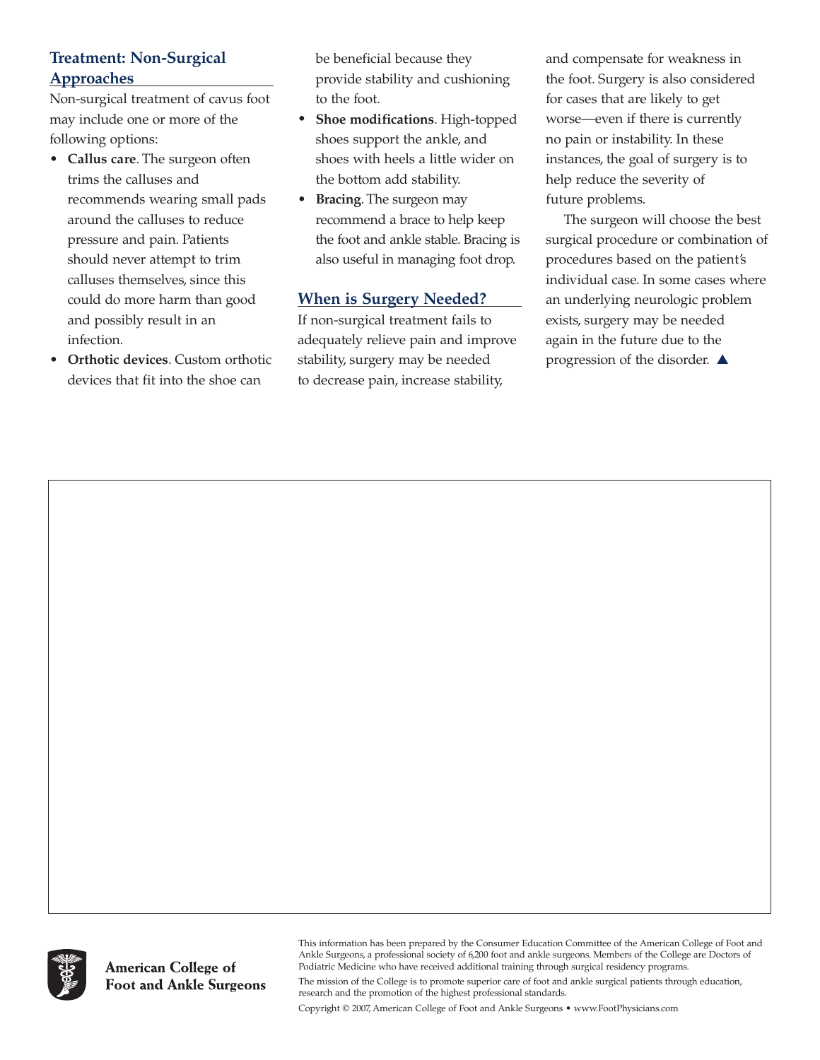## Treatment: Non-Surgical Approaches

Non-surgical treatment of cavus foot may include one or more of the following options:

- **Callus care**. The surgeon often trims the calluses and recommends wearing small pads around the calluses to reduce pressure and pain. Patients should never attempt to trim calluses themselves, since this could do more harm than good and possibly result in an infection.
- **Orthotic devices**. Custom orthotic devices that fit into the shoe can be beneficial because they provide stability and cushioning to the foot.
- **Shoe modifications**. High-topped shoes support the ankle, and shoes with heels a little wider on the bottom add stability.
- **Bracing**. The surgeon may recommend a brace to help keep the foot and ankle stable. Bracing is also useful in managing foot drop.

## When is Surgery Needed?

If non-surgical treatment fails to adequately relieve pain and improve stability, surgery may be needed to decrease pain, increase stability, and compensate for weakness in the foot. Surgery is also considered for cases that are likely to get worse—even if there is currently no pain or instability. In these instances, the goal of surgery is to help reduce the severity of future problems.

The surgeon will choose the best surgical procedure or combination of procedures based on the patient's individual case. In some cases where an underlying neurologic problem exists, surgery may be needed again in the future due to the progression of the disorder. ▲

**American College of Foot and Ankle Surgeons**

This information has been prepared by the Consumer Education Committee of the American College of Foot and Ankle Surgeons, a professional society of 6,200 foot and ankle surgeons. Members of the College are Doctors of Podiatric Medicine who have received additional training through surgical residency programs.

The mission of the College is to promote superior care of foot and ankle surgical patients through education, research and the promotion of the highest professional standards.

Copyright © 2007, American College of Foot and Ankle Surgeons • www.FootPhysicians.com